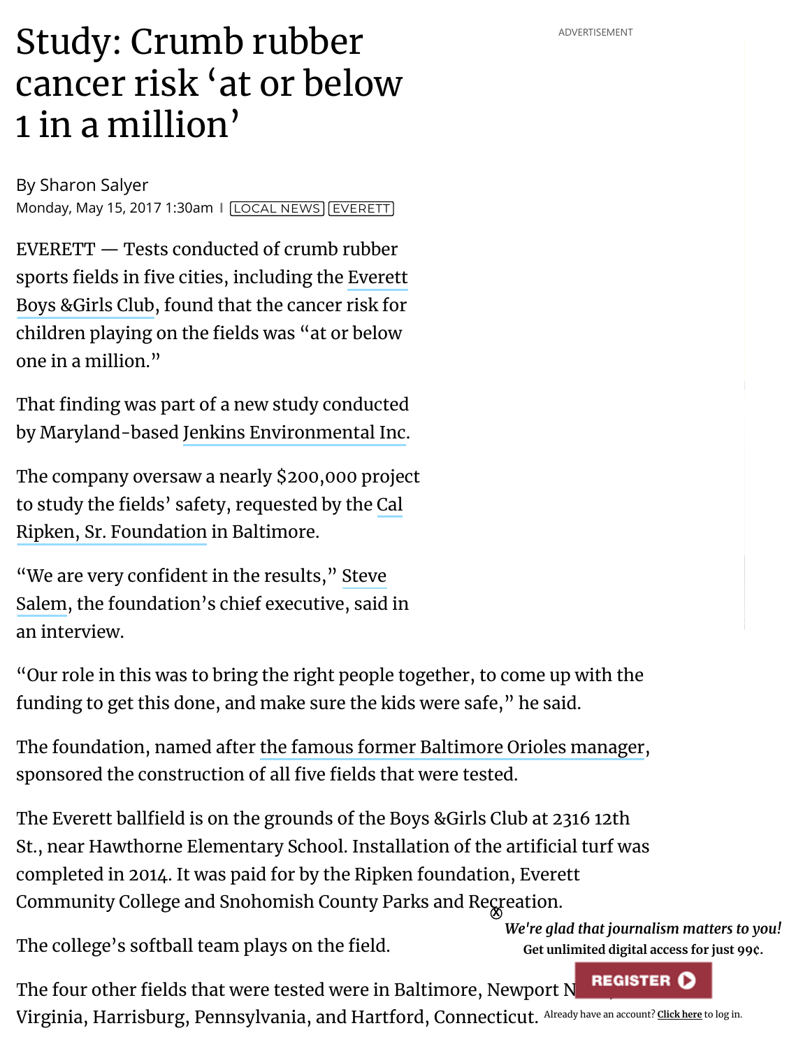# Study: Crumb rubber cancer risk 'at or below 1 in a million'

By Sharon Salyer

Monday, May 15, 2017 1:30am | LOCAL NEWS | EVERETT

EVERETT — Tests conducted of crumb rubber sports fields in five cities, including the Everett Boys &Girls Club, found that the cancer risk for children playing on the fields was "at or below one in a million."

That finding was part of a new study conducted by Maryland-based Jenkins Environmental Inc.

The company oversaw a nearly $200,000 project to study the fields' safety, requested by the Cal Ripken, Sr. Foundation in Baltimore.

"We are very confident in the results," Steve Salem, the foundation's chief executive, said in an interview.

"Our role in this was to bring the right people together, to come up with the funding to get this done, and make sure the kids were safe," he said.

The foundation, named after the famous former Baltimore Orioles manager, sponsored the construction of all five fields that were tested.

The Everett ballfield is on the grounds of the Boys &Girls Club at 2316 12th St., near Hawthorne Elementary School. Installation of the artificial turf was completed in 2014. It was paid for by the Ripken foundation, Everett Community College and Snohomish County Parks and Recreation.

The college's softball team plays on the field.

The four other fields that were tested were in Baltimore, Newport N..., Virginia, Harrisburg, Pennsylvania, and Hartford, Connecticut.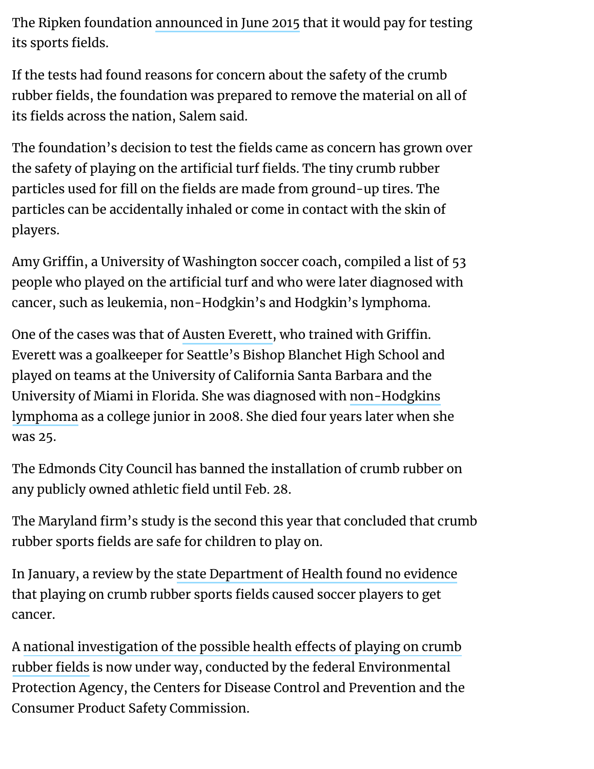The Ripken foundation announced in June 2015 that it would pay for testing its sports fields.

If the tests had found reasons for concern about the safety of the crumb rubber fields, the foundation was prepared to remove the material on all of its fields across the nation, Salem said.

The foundation's decision to test the fields came as concern has grown over the safety of playing on the artificial turf fields. The tiny crumb rubber particles used for fill on the fields are made from ground-up tires. The particles can be accidentally inhaled or come in contact with the skin of players.

Amy Griffin, a University of Washington soccer coach, compiled a list of 53 people who played on the artificial turf and who were later diagnosed with cancer, such as leukemia, non-Hodgkin's and Hodgkin's lymphoma.

One of the cases was that of Austen Everett, who trained with Griffin. Everett was a goalkeeper for Seattle's Bishop Blanchet High School and played on teams at the University of California Santa Barbara and the University of Miami in Florida. She was diagnosed with non-Hodgkins lymphoma as a college junior in 2008. She died four years later when she was 25.

The Edmonds City Council has banned the installation of crumb rubber on any publicly owned athletic field until Feb. 28.

The Maryland firm's study is the second this year that concluded that crumb rubber sports fields are safe for children to play on.

In January, a review by the state Department of Health found no evidence that playing on crumb rubber sports fields caused soccer players to get cancer.

A national investigation of the possible health effects of playing on crumb rubber fields is now under way, conducted by the federal Environmental Protection Agency, the Centers for Disease Control and Prevention and the Consumer Product Safety Commission.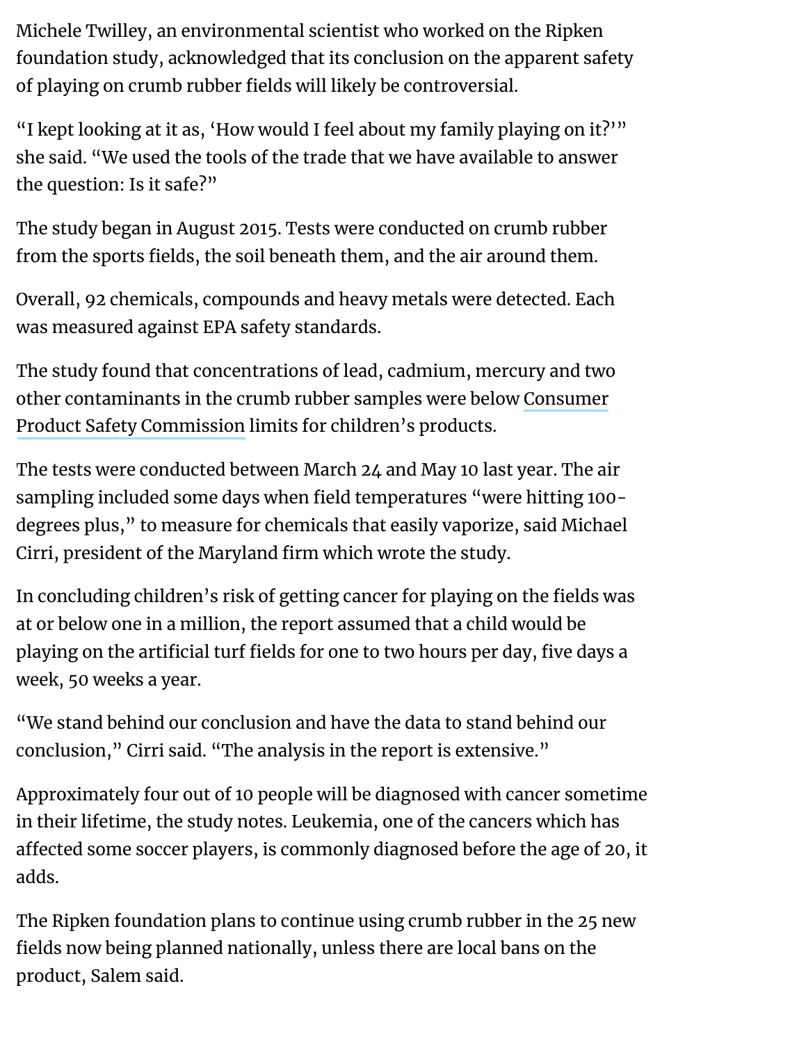Michele Twilley, an environmental scientist who worked on the Ripken foundation study, acknowledged that its conclusion on the apparent safety of playing on crumb rubber fields will likely be controversial.

"I kept looking at it as, 'How would I feel about my family playing on it?'" she said. "We used the tools of the trade that we have available to answer the question: Is it safe?"

The study began in August 2015. Tests were conducted on crumb rubber from the sports fields, the soil beneath them, and the air around them.

Overall, 92 chemicals, compounds and heavy metals were detected. Each was measured against EPA safety standards.

The study found that concentrations of lead, cadmium, mercury and two other contaminants in the crumb rubber samples were below Consumer Product Safety Commission limits for children's products.

The tests were conducted between March 24 and May 10 last year. The air sampling included some days when field temperatures "were hitting 100-degrees plus," to measure for chemicals that easily vaporize, said Michael Cirri, president of the Maryland firm which wrote the study.

In concluding children's risk of getting cancer for playing on the fields was at or below one in a million, the report assumed that a child would be playing on the artificial turf fields for one to two hours per day, five days a week, 50 weeks a year.

"We stand behind our conclusion and have the data to stand behind our conclusion," Cirri said. "The analysis in the report is extensive."

Approximately four out of 10 people will be diagnosed with cancer sometime in their lifetime, the study notes. Leukemia, one of the cancers which has affected some soccer players, is commonly diagnosed before the age of 20, it adds.

The Ripken foundation plans to continue using crumb rubber in the 25 new fields now being planned nationally, unless there are local bans on the product, Salem said.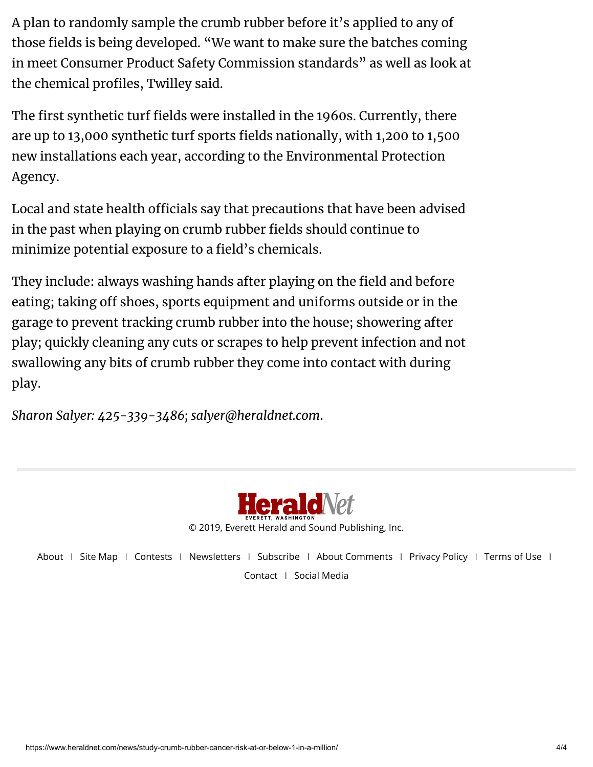A plan to randomly sample the crumb rubber before it's applied to any of those fields is being developed. "We want to make sure the batches coming in meet Consumer Product Safety Commission standards" as well as look at the chemical profiles, Twilley said.

The first synthetic turf fields were installed in the 1960s. Currently, there are up to 13,000 synthetic turf sports fields nationally, with 1,200 to 1,500 new installations each year, according to the Environmental Protection Agency.

Local and state health officials say that precautions that have been advised in the past when playing on crumb rubber fields should continue to minimize potential exposure to a field's chemicals.

They include: always washing hands after playing on the field and before eating; taking off shoes, sports equipment and uniforms outside or in the garage to prevent tracking crumb rubber into the house; showering after play; quickly cleaning any cuts or scrapes to help prevent infection and not swallowing any bits of crumb rubber they come into contact with during play.

*Sharon Salyer: 425-339-3486; salyer@heraldnet.com.*

HeraldNet
EVERETT, WASHINGTON
© 2019, Everett Herald and Sound Publishing, Inc.

About | Site Map | Contests | Newsletters | Subscribe | About Comments | Privacy Policy | Terms of Use | Contact | Social Media